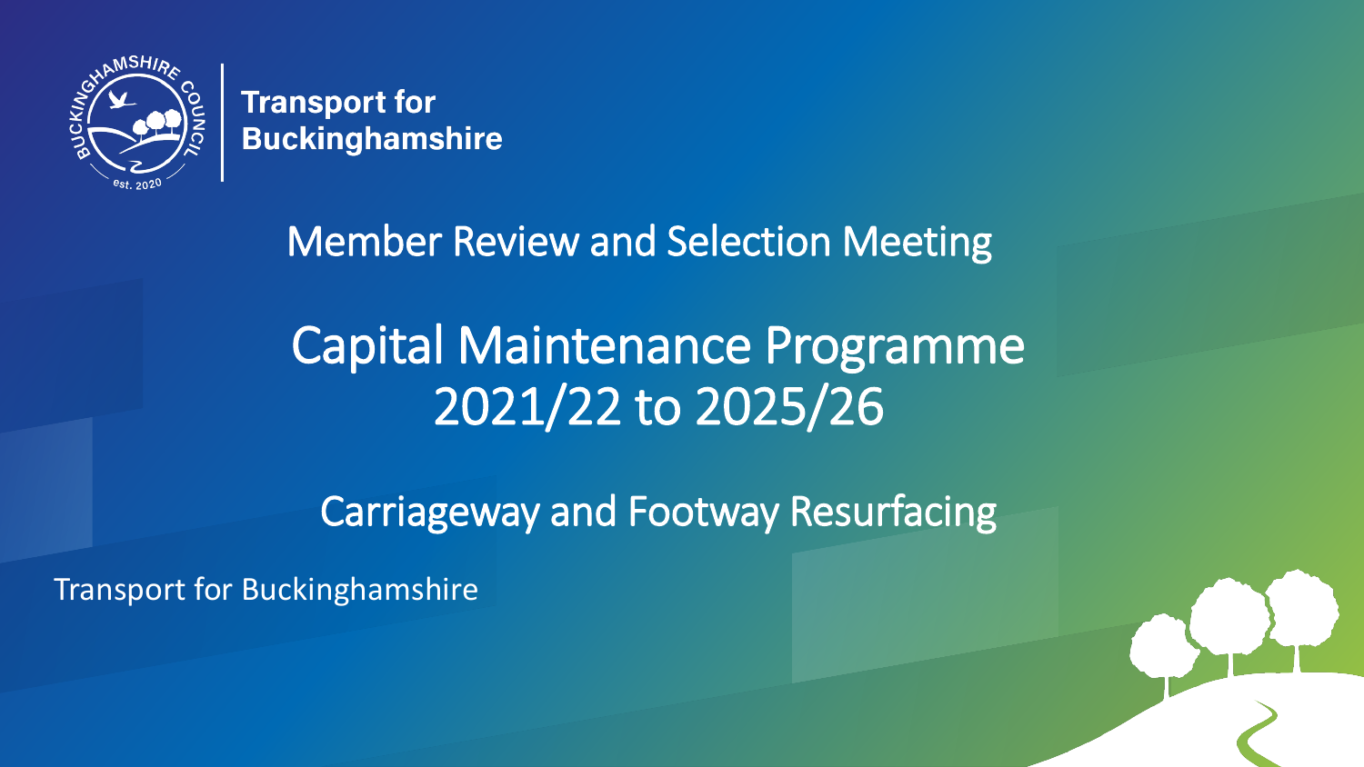Transport for Buckinghamshire

## Member Review and Selection Meeting

# Capital Maintenance Programme 2021/22 to 2025/26

## Carriageway and Footway Resurfacing

Transport for Buckinghamshire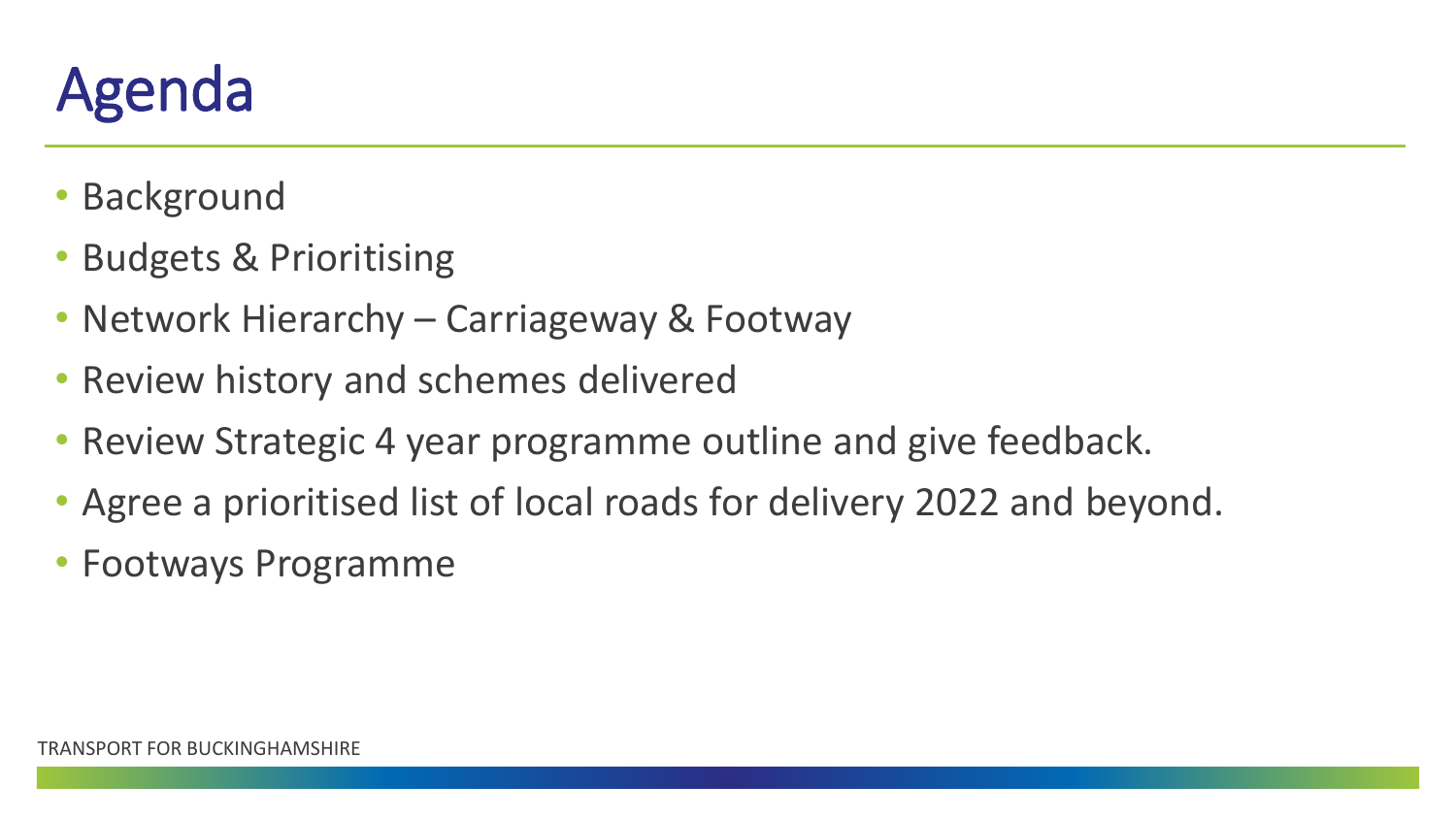# Agenda

- Background
- Budgets & Prioritising
- Network Hierarchy – Carriageway & Footway
- Review history and schemes delivered
- Review Strategic 4 year programme outline and give feedback.
- Agree a prioritised list of local roads for delivery 2022 and beyond.
- Footways Programme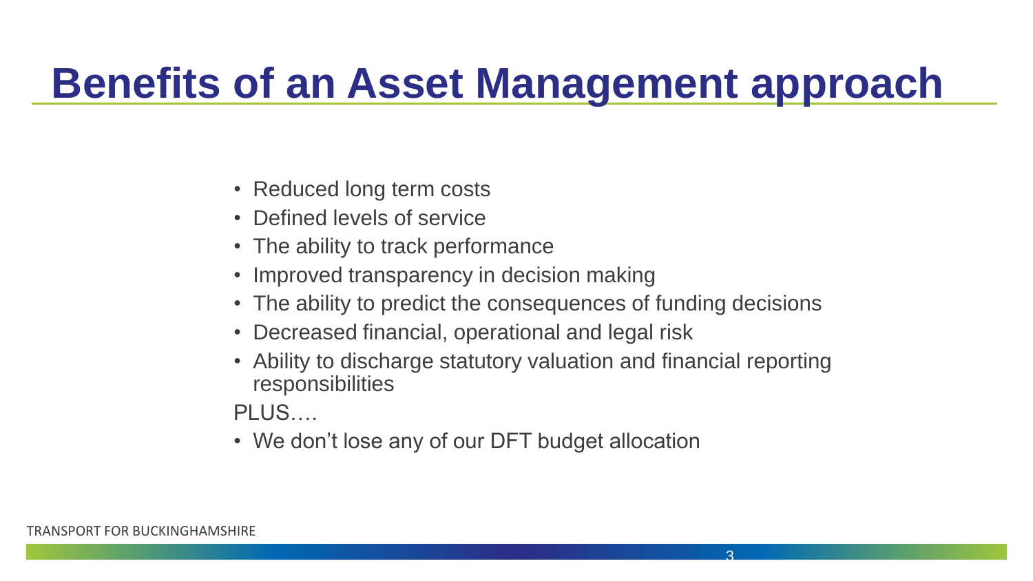# Benefits of an Asset Management approach

- Reduced long term costs
- Defined levels of service
- The ability to track performance
- Improved transparency in decision making
- The ability to predict the consequences of funding decisions
- Decreased financial, operational and legal risk
- Ability to discharge statutory valuation and financial reporting responsibilities

PLUS….

- We don't lose any of our DFT budget allocation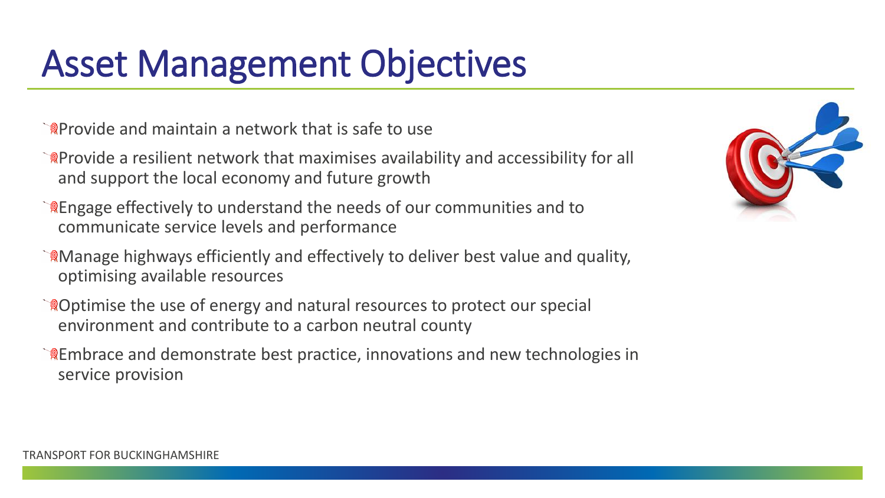# Asset Management Objectives

- Provide and maintain a network that is safe to use
- Provide a resilient network that maximises availability and accessibility for all and support the local economy and future growth
- Engage effectively to understand the needs of our communities and to communicate service levels and performance
- Manage highways efficiently and effectively to deliver best value and quality, optimising available resources
- Optimise the use of energy and natural resources to protect our special environment and contribute to a carbon neutral county
- Embrace and demonstrate best practice, innovations and new technologies in service provision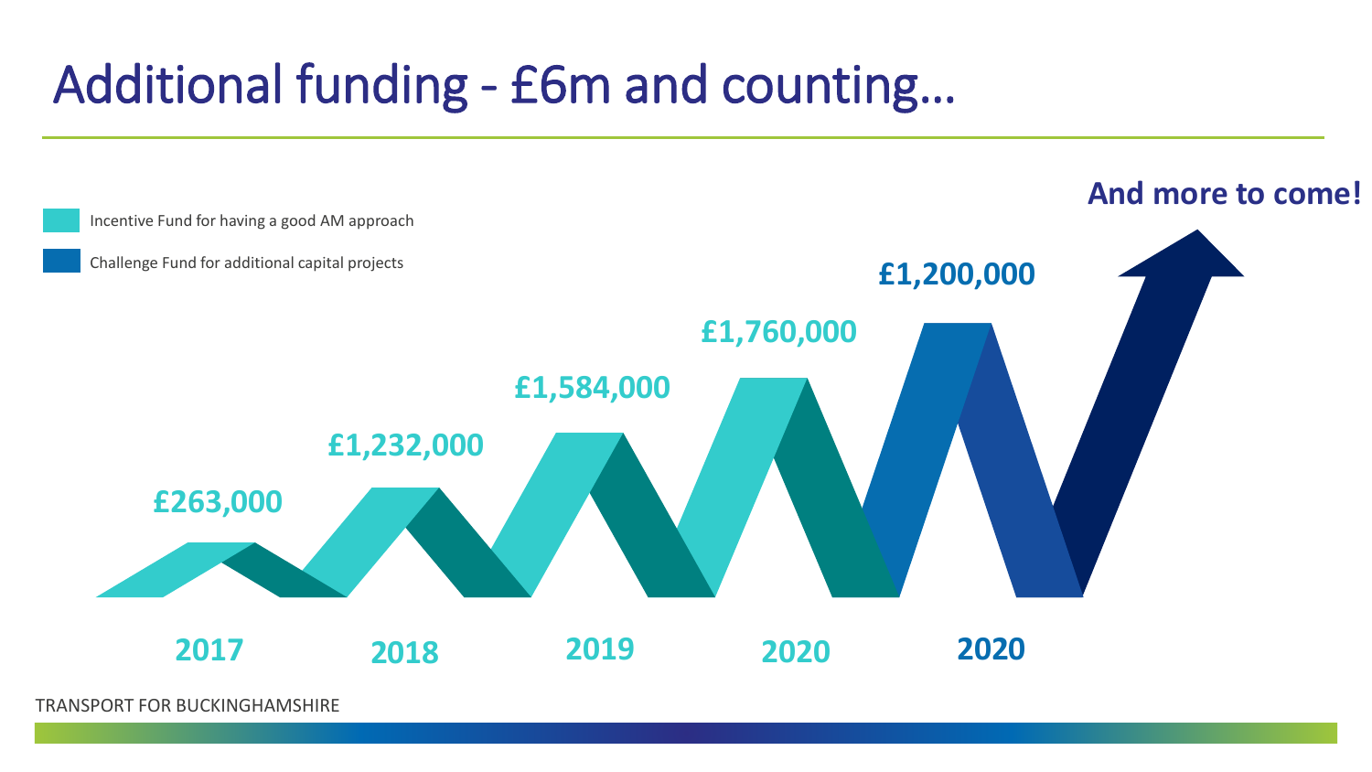# Additional funding - £6m and counting…

Incentive Fund for having a good AM approach

Challenge Fund for additional capital projects

**And more to come!**

| Year | Fund | Amount |
| --- | --- | --- |
| 2017 | Incentive Fund | £263,000 |
| 2018 | Incentive Fund | £1,232,000 |
| 2019 | Incentive Fund | £1,584,000 |
| 2020 | Incentive Fund | £1,760,000 |
| 2020 | Challenge Fund | £1,200,000 |

TRANSPORT FOR BUCKINGHAMSHIRE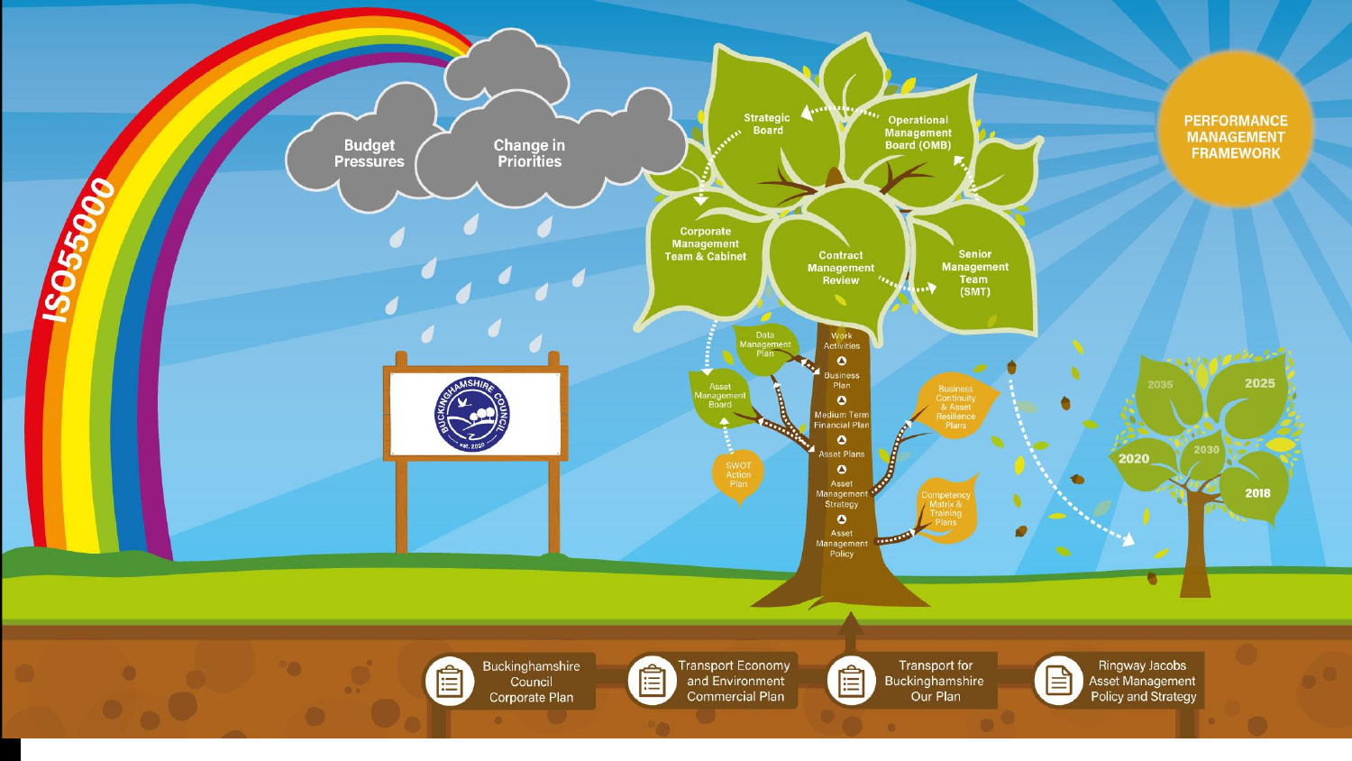ISO55000

Budget Pressures

Change in Priorities

PERFORMANCE MANAGEMENT FRAMEWORK

Strategic Board

Operational Management Board (OMB)

Corporate Management Team & Cabinet

Contract Management Review

Senior Management Team (SMT)

Data Management Plan

Work Activities

Business Plan

Medium Term Financial Plan

Asset Plans

Asset Management Strategy

Asset Management Policy

Asset Management Board

SWOT Action Plan

Business Continuity & Asset Resilience Plans

Competency Matrix & Training Plans

2035

2025

2030

2020

2018

Buckinghamshire Council Corporate Plan

Transport Economy and Environment Commercial Plan

Transport for Buckinghamshire Our Plan

Ringway Jacobs Asset Management Policy and Strategy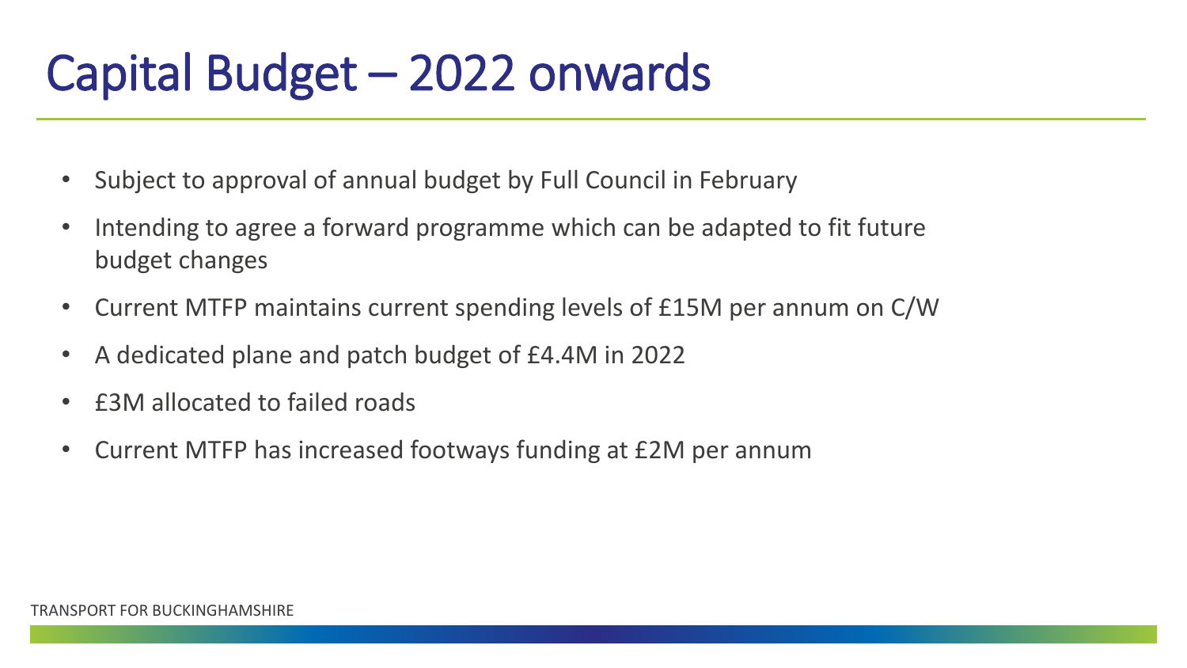# Capital Budget – 2022 onwards

- Subject to approval of annual budget by Full Council in February
- Intending to agree a forward programme which can be adapted to fit future budget changes
- Current MTFP maintains current spending levels of £15M per annum on C/W
- A dedicated plane and patch budget of £4.4M in 2022
- £3M allocated to failed roads
- Current MTFP has increased footways funding at £2M per annum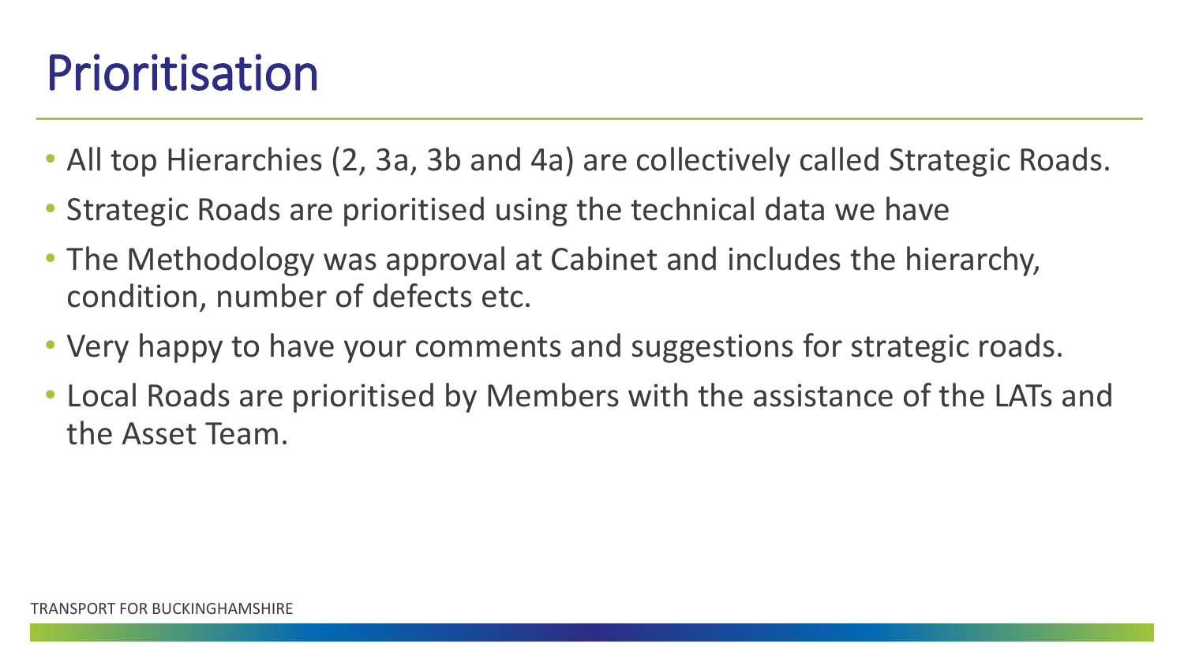# Prioritisation

- All top Hierarchies (2, 3a, 3b and 4a) are collectively called Strategic Roads.
- Strategic Roads are prioritised using the technical data we have
- The Methodology was approval at Cabinet and includes the hierarchy, condition, number of defects etc.
- Very happy to have your comments and suggestions for strategic roads.
- Local Roads are prioritised by Members with the assistance of the LATs and the Asset Team.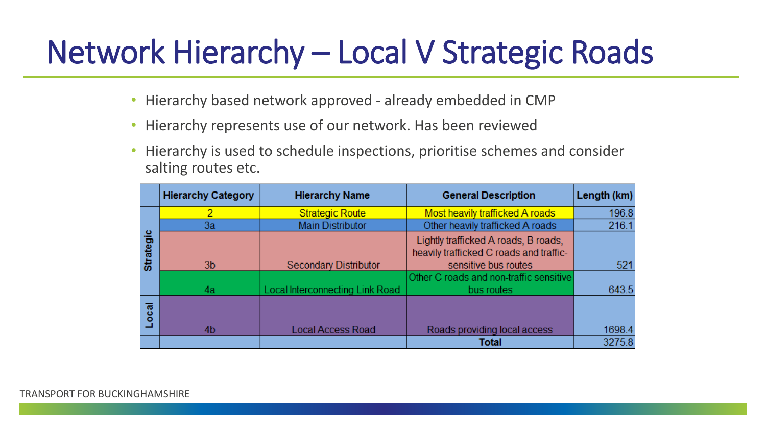# Network Hierarchy – Local V Strategic Roads

- Hierarchy based network approved - already embedded in CMP
- Hierarchy represents use of our network. Has been reviewed
- Hierarchy is used to schedule inspections, prioritise schemes and consider salting routes etc.

| | Hierarchy Category | Hierarchy Name | General Description | Length (km) |
|---|---|---|---|---|
| Strategic | 2 | Strategic Route | Most heavily trafficked A roads | 196.8 |
| | 3a | Main Distributor | Other heavily trafficked A roads | 216.1 |
| | 3b | Secondary Distributor | Lightly trafficked A roads, B roads, heavily trafficked C roads and traffic-sensitive bus routes | 521 |
| | 4a | Local Interconnecting Link Road | Other C roads and non-traffic sensitive bus routes | 643.5 |
| Local | 4b | Local Access Road | Roads providing local access | 1698.4 |
| | | | **Total** | 3275.8 |

TRANSPORT FOR BUCKINGHAMSHIRE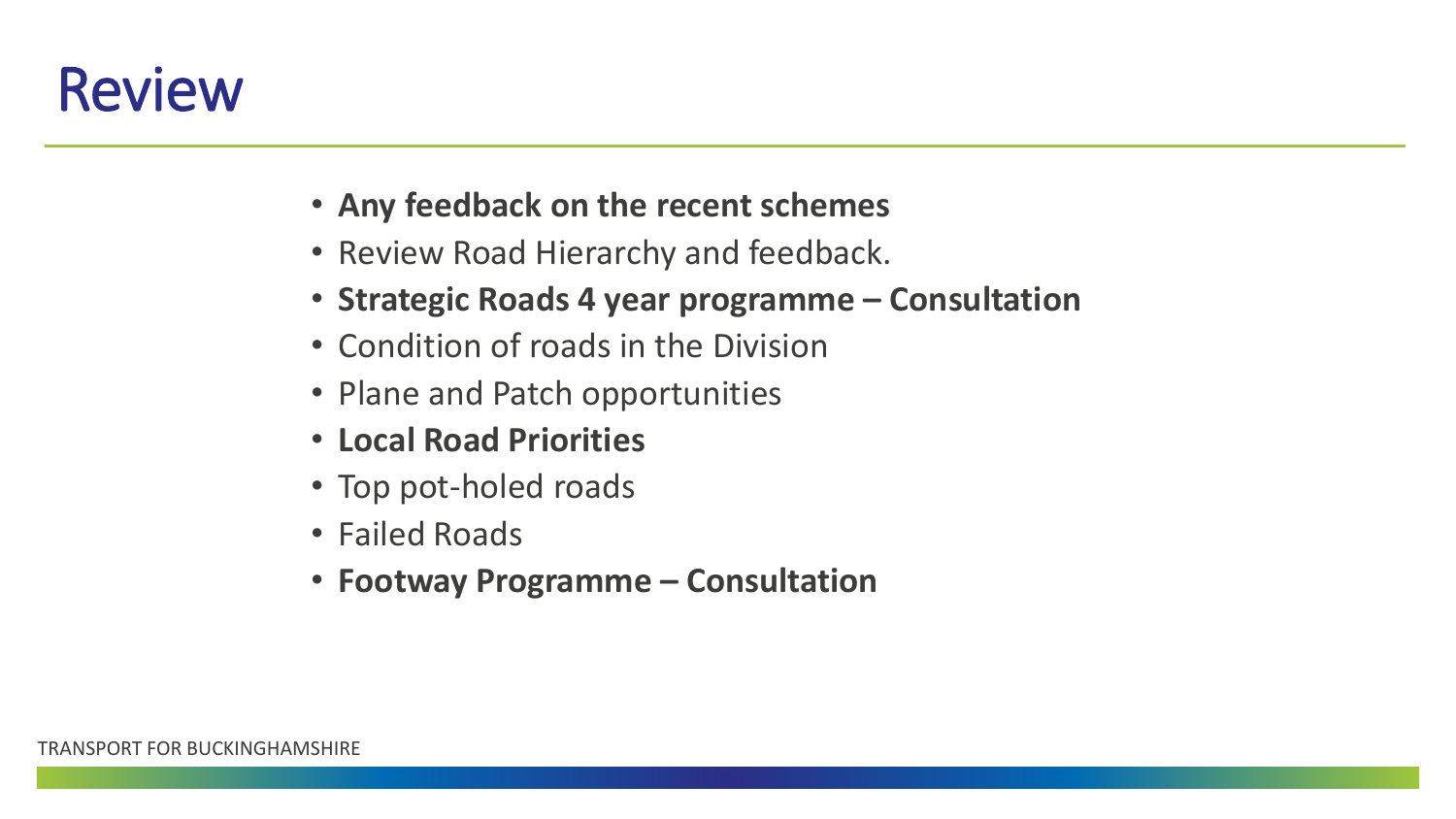# Review

- **Any feedback on the recent schemes**
- Review Road Hierarchy and feedback.
- **Strategic Roads 4 year programme – Consultation**
- Condition of roads in the Division
- Plane and Patch opportunities
- **Local Road Priorities**
- Top pot-holed roads
- Failed Roads
- **Footway Programme – Consultation**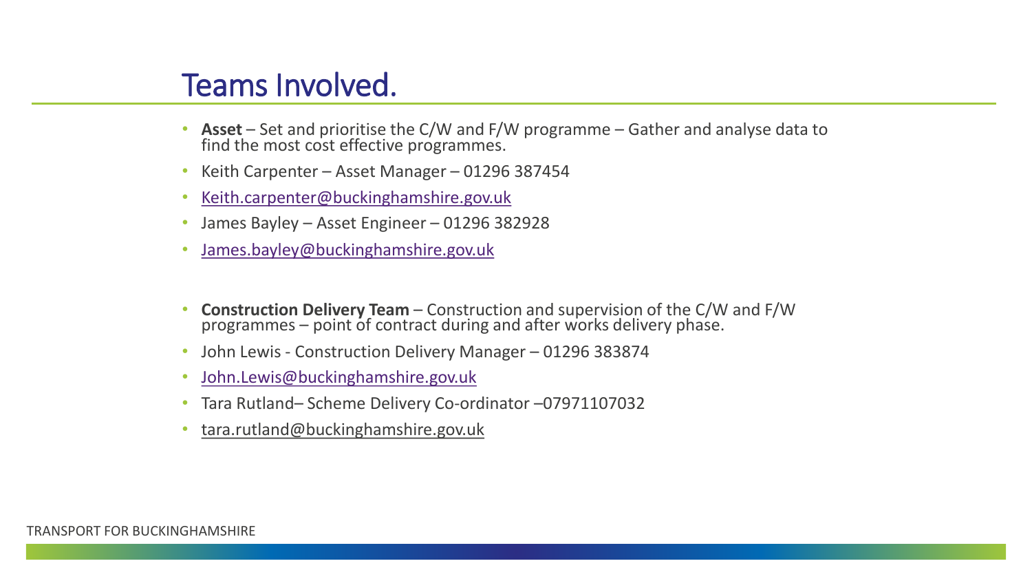# Teams Involved.

- **Asset** – Set and prioritise the C/W and F/W programme – Gather and analyse data to find the most cost effective programmes.
- Keith Carpenter – Asset Manager – 01296 387454
- Keith.carpenter@buckinghamshire.gov.uk
- James Bayley – Asset Engineer – 01296 382928
- James.bayley@buckinghamshire.gov.uk

- **Construction Delivery Team** – Construction and supervision of the C/W and F/W programmes – point of contract during and after works delivery phase.
- John Lewis - Construction Delivery Manager – 01296 383874
- John.Lewis@buckinghamshire.gov.uk
- Tara Rutland– Scheme Delivery Co-ordinator –07971107032
- tara.rutland@buckinghamshire.gov.uk

TRANSPORT FOR BUCKINGHAMSHIRE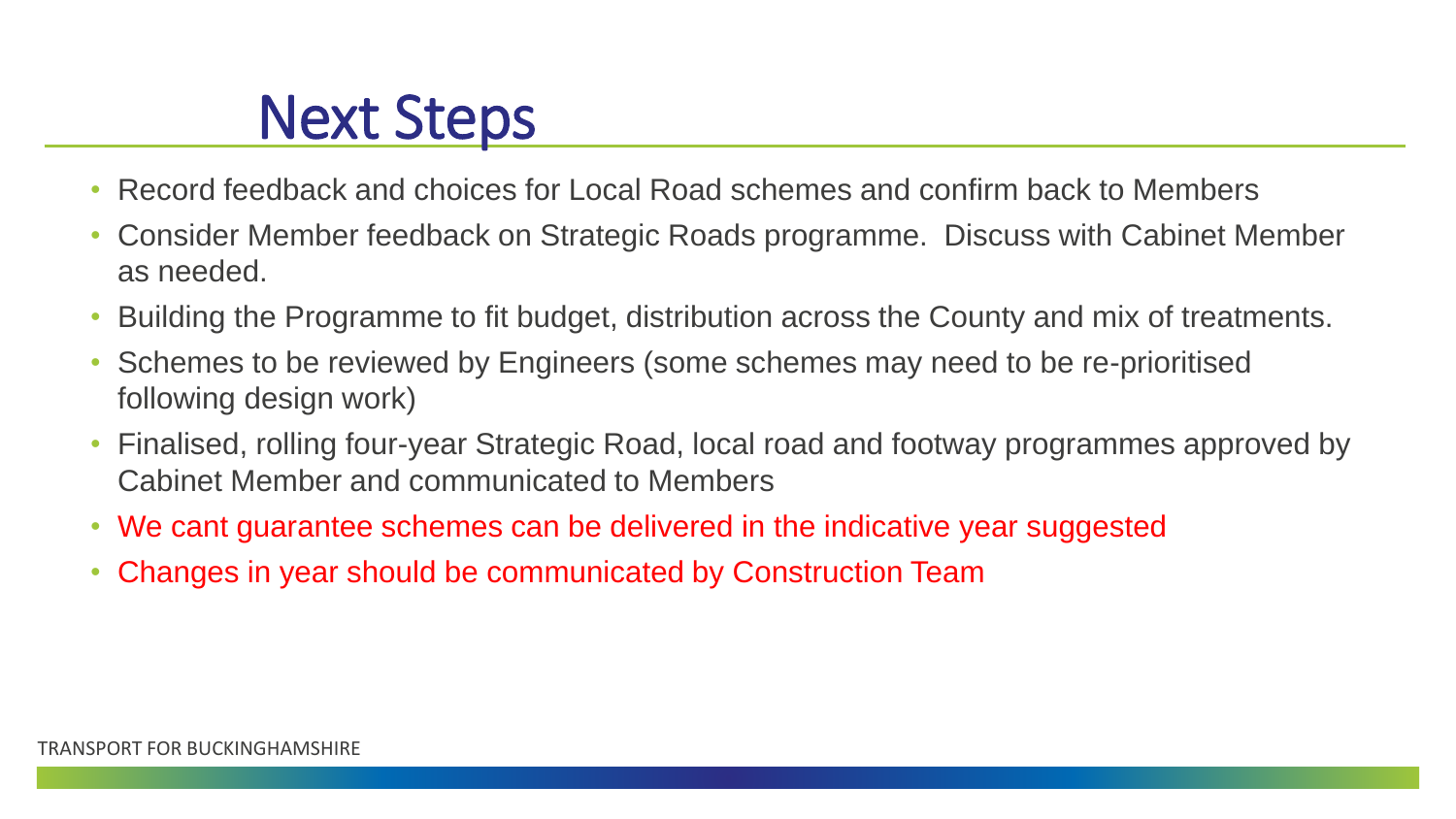# Next Steps

- Record feedback and choices for Local Road schemes and confirm back to Members
- Consider Member feedback on Strategic Roads programme. Discuss with Cabinet Member as needed.
- Building the Programme to fit budget, distribution across the County and mix of treatments.
- Schemes to be reviewed by Engineers (some schemes may need to be re-prioritised following design work)
- Finalised, rolling four-year Strategic Road, local road and footway programmes approved by Cabinet Member and communicated to Members
- We cant guarantee schemes can be delivered in the indicative year suggested
- Changes in year should be communicated by Construction Team